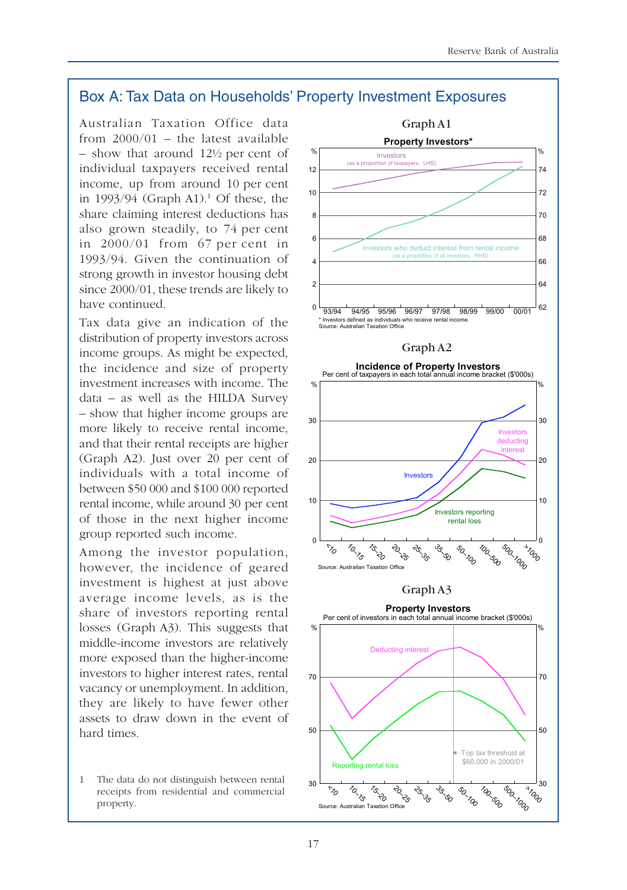## Box A: Tax Data on Households' Property Investment Exposures

Australian Taxation Office data from 2000/01 – the latest available – show that around 12½ per cent of individual taxpayers received rental income, up from around 10 per cent in 1993/94 (Graph A1).[1] Of these, the share claiming interest deductions has also grown steadily, to 74 per cent in 2000/01 from 67 per cent in 1993/94. Given the continuation of strong growth in investor housing debt since 2000/01, these trends are likely to have continued.

Tax data give an indication of the distribution of property investors across income groups. As might be expected, the incidence and size of property investment increases with income. The data – as well as the HILDA Survey – show that higher income groups are more likely to receive rental income, and that their rental receipts are higher (Graph A2). Just over 20 per cent of individuals with a total income of between $50 000 and $100 000 reported rental income, while around 30 per cent of those in the next higher income group reported such income.

Among the investor population, however, the incidence of geared investment is highest at just above average income levels, as is the share of investors reporting rental losses (Graph A3). This suggests that middle-income investors are relatively more exposed than the higher-income investors to higher interest rates, rental vacancy or unemployment. In addition, they are likely to have fewer other assets to draw down in the event of hard times.

1 The data do not distinguish between rental receipts from residential and commercial property.

**Graph A1**

**Property Investors***

\* Investors defined as individuals who receive rental income.
Source: Australian Taxation Office

**Graph A2**

**Incidence of Property Investors**
Per cent of taxpayers in each total annual income bracket ($'000s)

Source: Australian Taxation Office

**Graph A3**

**Property Investors**
Per cent of investors in each total annual income bracket ($'000s)

Source: Australian Taxation Office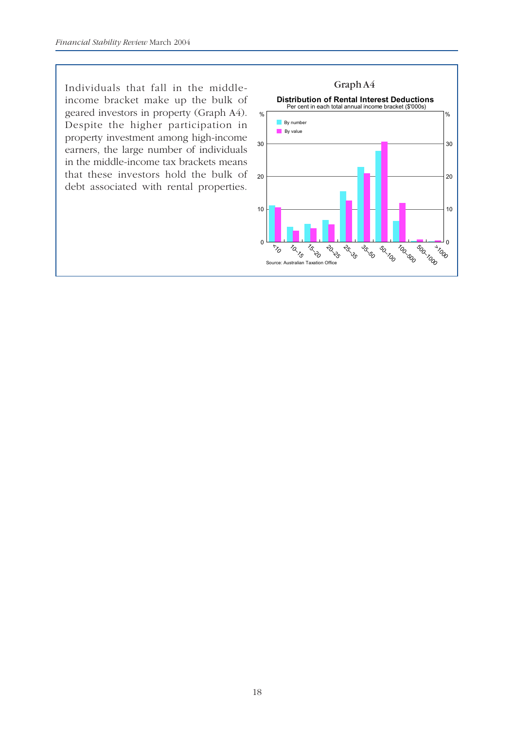Individuals that fall in the middle-income bracket make up the bulk of geared investors in property (Graph A4). Despite the higher participation in property investment among high-income earners, the large number of individuals in the middle-income tax brackets means that these investors hold the bulk of debt associated with rental properties.

Graph A4

**Distribution of Rental Interest Deductions**

Per cent in each total annual income bracket ($'000s)

%

By number

By value

30

20

10

0

<10 10–15 15–20 20–25 25–35 35–50 50–100 100–500 500–1000 >1000

Source: Australian Taxation Office